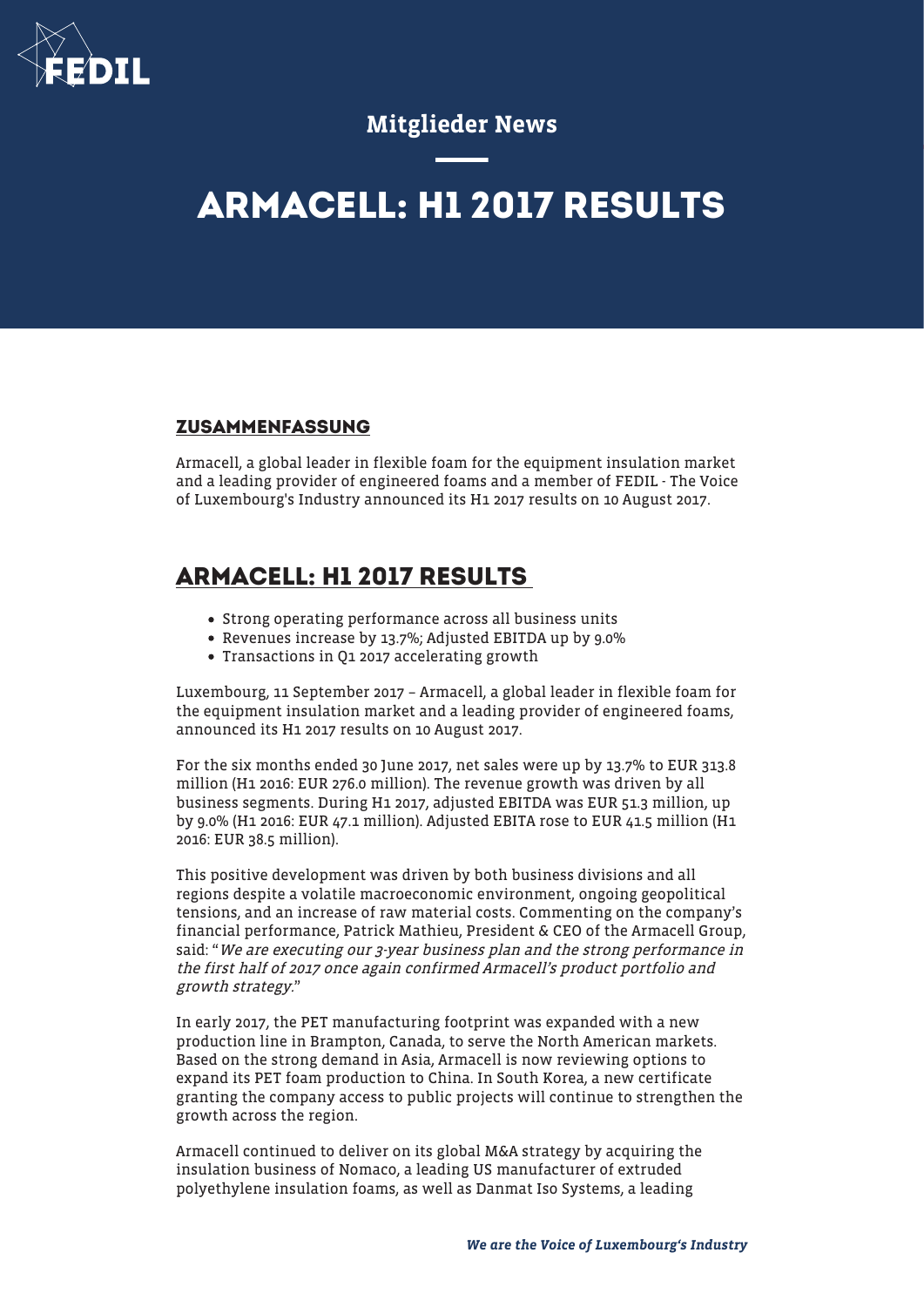Mitglieder News

# ARMACELL: H1 2017 RESULTS

## ZUSAMMENFASSUNG

Armacell, a global leader in flexible foam for the equipment insulation market and a leading provider of engineered foams and a member of FEDIL - The Voice of Luxembourg's Industry announced its H1 2017 results on 10 August 2017.

## ARMACELL: H1 2017 RESULTS

- Strong operating performance across all business units
- Revenues increase by 13.7%; Adjusted EBITDA up by 9.0%
- Transactions in Q1 2017 accelerating growth

Luxembourg, 11 September 2017 – Armacell, a global leader in flexible foam for the equipment insulation market and a leading provider of engineered foams, announced its H1 2017 results on 10 August 2017.

For the six months ended 30 June 2017, net sales were up by 13.7% to EUR 313.8 million (H1 2016: EUR 276.0 million). The revenue growth was driven by all business segments. During H1 2017, adjusted EBITDA was EUR 51.3 million, up by 9.0% (H1 2016: EUR 47.1 million). Adjusted EBITA rose to EUR 41.5 million (H1 2016: EUR 38.5 million).

This positive development was driven by both business divisions and all regions despite a volatile macroeconomic environment, ongoing geopolitical tensions, and an increase of raw material costs. Commenting on the company's financial performance, Patrick Mathieu, President & CEO of the Armacell Group, said: "*We are executing our 3-year business plan and the strong performance in the first half of 2017 once again confirmed Armacell's product portfolio and growth strategy*."

In early 2017, the PET manufacturing footprint was expanded with a new production line in Brampton, Canada, to serve the North American markets. Based on the strong demand in Asia, Armacell is now reviewing options to expand its PET foam production to China. In South Korea, a new certificate granting the company access to public projects will continue to strengthen the growth across the region.

Armacell continued to deliver on its global M&A strategy by acquiring the insulation business of Nomaco, a leading US manufacturer of extruded polyethylene insulation foams, as well as Danmat Iso Systems, a leading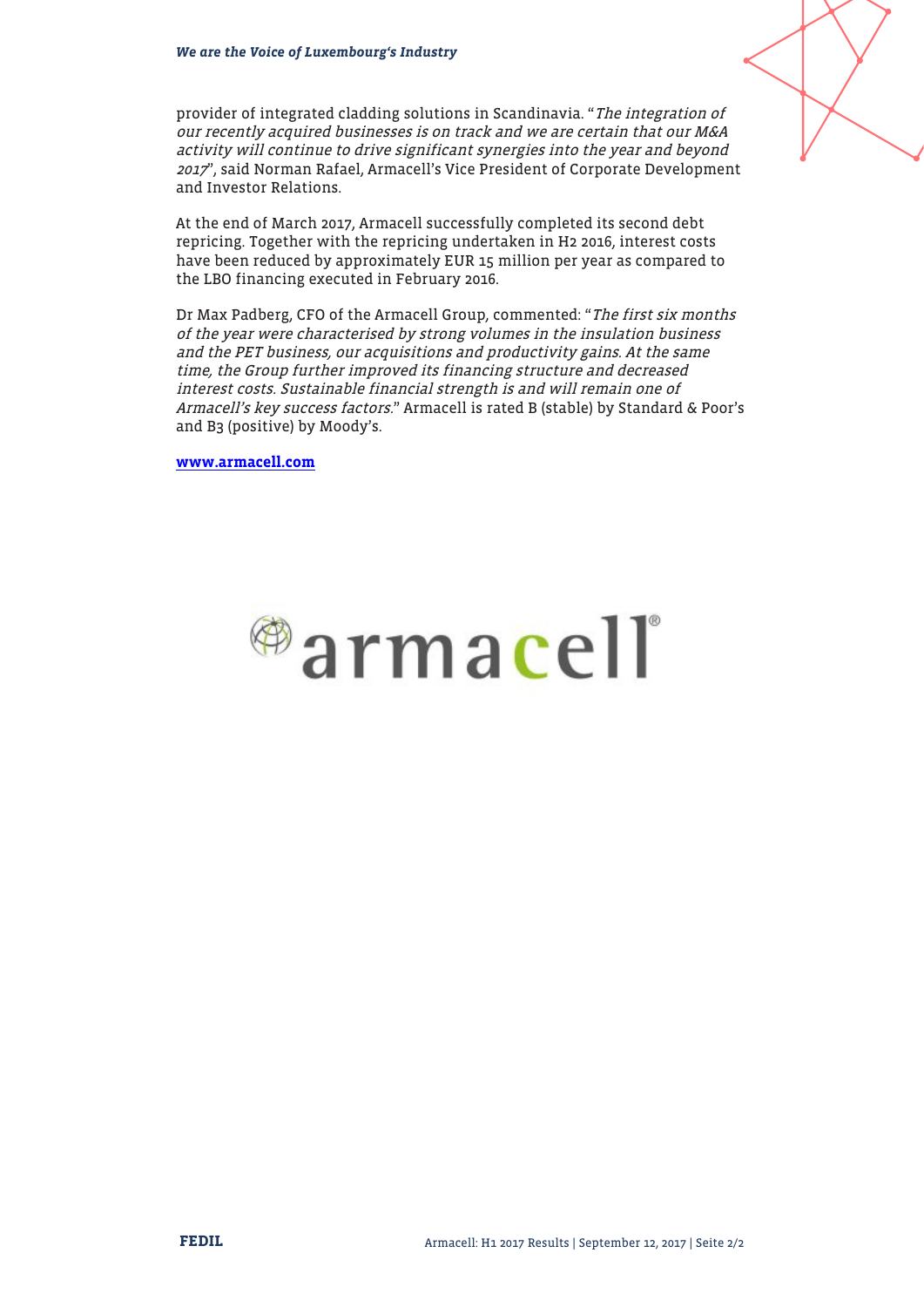provider of integrated cladding solutions in Scandinavia. "*The integration of our recently acquired businesses is on track and we are certain that our M&A activity will continue to drive significant synergies into the year and beyond 2017*", said Norman Rafael, Armacell's Vice President of Corporate Development and Investor Relations.

At the end of March 2017, Armacell successfully completed its second debt repricing. Together with the repricing undertaken in H2 2016, interest costs have been reduced by approximately EUR 15 million per year as compared to the LBO financing executed in February 2016.

Dr Max Padberg, CFO of the Armacell Group, commented: "*The first six months of the year were characterised by strong volumes in the insulation business and the PET business, our acquisitions and productivity gains. At the same time, the Group further improved its financing structure and decreased interest costs. Sustainable financial strength is and will remain one of Armacell's key success factors.*" Armacell is rated B (stable) by Standard & Poor's and B3 (positive) by Moody's.

**www.armacell.com**

armacell®